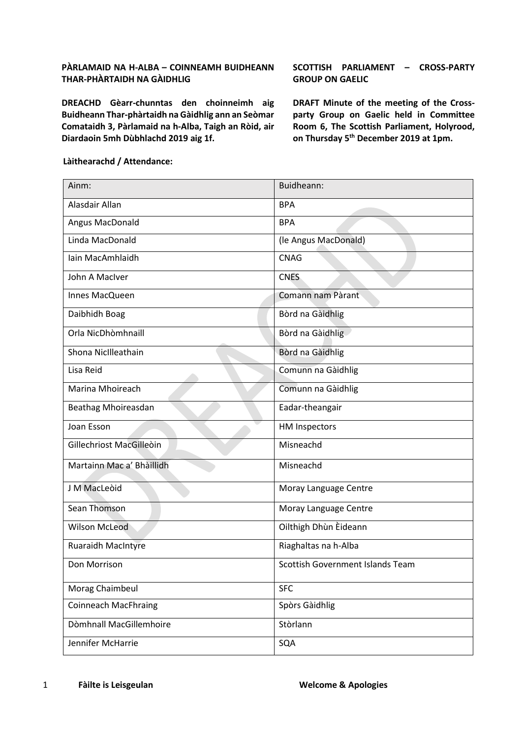**PÀRLAMAID NA H-ALBA – COINNEAMH BUIDHEANN THAR-PHÀRTAIDH NA GÀIDHLIG**

**DREACHD Gèarr-chunntas den choinneimh aig Buidheann Thar-phàrtaidh na Gàidhlig ann an Seòmar Comataidh 3, Pàrlamaid na h-Alba, Taigh an Ròid, air Diardaoin 5mh Dùbhlachd 2019 aig 1f.**

**SCOTTISH PARLIAMENT – CROSS-PARTY GROUP ON GAELIC**

**DRAFT Minute of the meeting of the Cross-party Group on Gaelic held in Committee Room 6, The Scottish Parliament, Holyrood, on Thursday 5th December 2019 at 1pm.**

**Làithearachd / Attendance:**

| Ainm: | Buidheann: |
|---|---|
| Alasdair Allan | BPA |
| Angus MacDonald | BPA |
| Linda MacDonald | (le Angus MacDonald) |
| Iain MacAmhlaidh | CNAG |
| John A MacIver | CNES |
| Innes MacQueen | Comann nam Pàrant |
| Daibhidh Boag | Bòrd na Gàidhlig |
| Orla NicDhòmhnaill | Bòrd na Gàidhlig |
| Shona NicIlleathain | Bòrd na Gàidhlig |
| Lisa Reid | Comunn na Gàidhlig |
| Marina Mhoireach | Comunn na Gàidhlig |
| Beathag Mhoireasdan | Eadar-theangair |
| Joan Esson | HM Inspectors |
| Gillechriost MacGilleòin | Misneachd |
| Martainn Mac a' Bhàillidh | Misneachd |
| J M MacLeòid | Moray Language Centre |
| Sean Thomson | Moray Language Centre |
| Wilson McLeod | Oilthigh Dhùn Èideann |
| Ruaraidh MacIntyre | Riaghaltas na h-Alba |
| Don Morrison | Scottish Government Islands Team |
| Morag Chaimbeul | SFC |
| Coinneach MacFhraing | Spòrs Gàidhlig |
| Dòmhnall MacGillemhoire | Stòrlann |
| Jennifer McHarrie | SQA |

1 **Fàilte is Leisgeulan** / **Welcome & Apologies**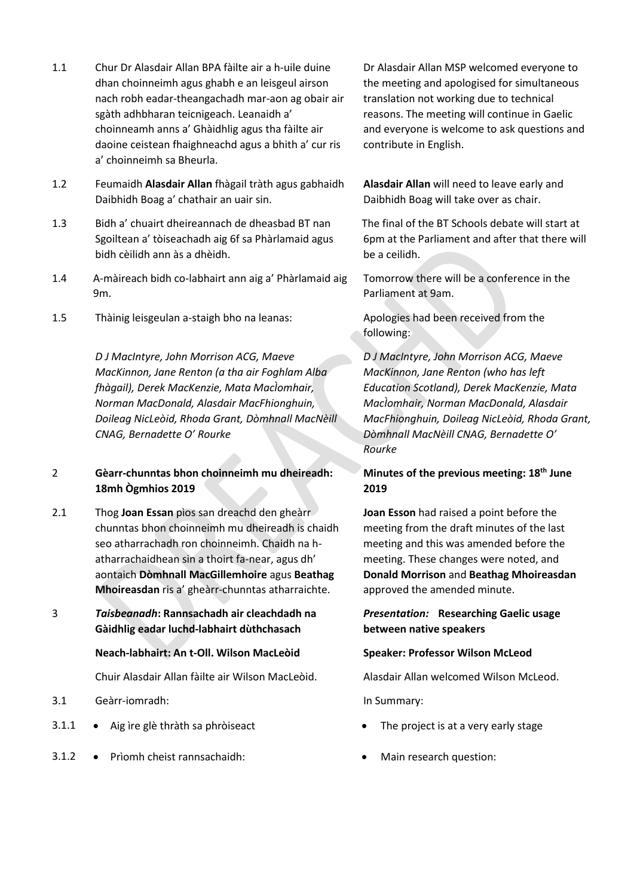| | Gàidhlig | English |
|---|---|---|
| 1.1 | Chur Dr Alasdair Allan BPA fàilte air a h-uile duine dhan choinneimh agus ghabh e an leisgeul airson nach robh eadar-theangachadh mar-aon ag obair air sgàth adhbharan teicnigeach. Leanaidh a' choinneamh anns a' Ghàidhlig agus tha fàilte air daoine ceistean fhaighneachd agus a bhith a' cur ris a' choinneimh sa Bheurla. | Dr Alasdair Allan MSP welcomed everyone to the meeting and apologised for simultaneous translation not working due to technical reasons. The meeting will continue in Gaelic and everyone is welcome to ask questions and contribute in English. |
| 1.2 | Feumaidh **Alasdair Allan** fhàgail tràth agus gabhaidh Daibhidh Boag a' chathair an uair sin. | **Alasdair Allan** will need to leave early and Daibhidh Boag will take over as chair. |
| 1.3 | Bidh a' chuairt dheireannach de dheasbad BT nan Sgoiltean a' tòiseachadh aig 6f sa Phàrlamaid agus bidh cèilidh ann às a dhèidh. | The final of the BT Schools debate will start at 6pm at the Parliament and after that there will be a ceilidh. |
| 1.4 | A-màireach bidh co-labhairt ann aig a' Phàrlamaid aig 9m. | Tomorrow there will be a conference in the Parliament at 9am. |
| 1.5 | Thàinig leisgeulan a-staigh bho na leanas:<br><br>*D J MacIntyre, John Morrison ACG, Maeve MacKinnon, Jane Renton (a tha air Foghlam Alba fhàgail), Derek MacKenzie, Mata MacÌomhair, Norman MacDonald, Alasdair MacFhionghuin, Doileag NicLeòid, Rhoda Grant, Dòmhnall MacNèill CNAG, Bernadette O' Rourke* | Apologies had been received from the following:<br><br>*D J MacIntyre, John Morrison ACG, Maeve MacKinnon, Jane Renton (who has left Education Scotland), Derek MacKenzie, Mata MacÌomhair, Norman MacDonald, Alasdair MacFhionghuin, Doileag NicLeòid, Rhoda Grant, Dòmhnall MacNèill CNAG, Bernadette O' Rourke* |
| **2** | **Gèarr-chunntas bhon choinneimh mu dheireadh: 18mh Ògmhios 2019** | **Minutes of the previous meeting: 18th June 2019** |
| 2.1 | Thog **Joan Essan** pìos san dreachd den gheàrr chunntas bhon choinneimh mu dheireadh is chaidh seo atharrachadh ron choinneimh. Chaidh na h-atharrachaidhean sin a thoirt fa-near, agus dh' aontaich **Dòmhnall MacGillemhoire** agus **Beathag Mhoireasdan** ris a' gheàrr-chunntas atharraichte. | **Joan Esson** had raised a point before the meeting from the draft minutes of the last meeting and this was amended before the meeting. These changes were noted, and **Donald Morrison** and **Beathag Mhoireasdan** approved the amended minute. |
| **3** | ***Taisbeanadh*: Rannsachadh air cleachdadh na Gàidhlig eadar luchd-labhairt dùthchasach** | ***Presentation:* Researching Gaelic usage between native speakers** |
| | **Neach-labhairt: An t-Oll. Wilson MacLeòid** | **Speaker: Professor Wilson McLeod** |
| | Chuir Alasdair Allan fàilte air Wilson MacLeòid. | Alasdair Allan welcomed Wilson McLeod. |
| 3.1 | Geàrr-iomradh: | In Summary: |
| 3.1.1 | • Aig ìre glè thràth sa phròiseact | • The project is at a very early stage |
| 3.1.2 | • Prìomh cheist rannsachaidh: | • Main research question: |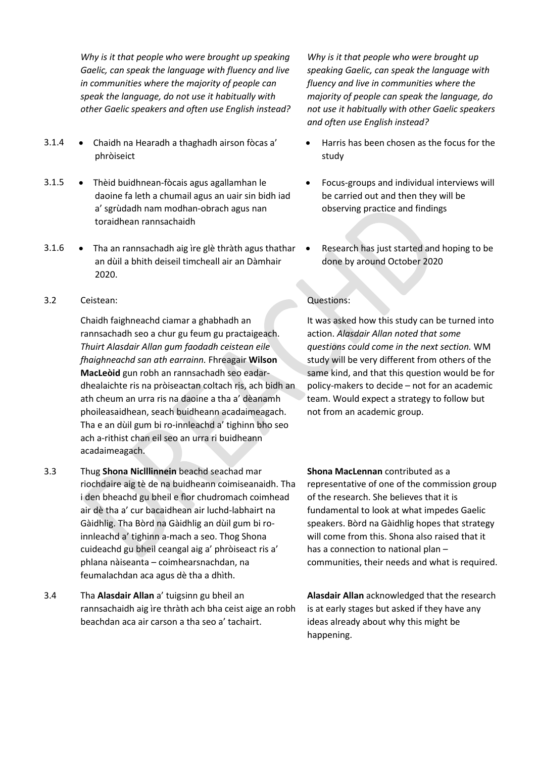*Why is it that people who were brought up speaking Gaelic, can speak the language with fluency and live in communities where the majority of people can speak the language, do not use it habitually with other Gaelic speakers and often use English instead?*

*Why is it that people who were brought up speaking Gaelic, can speak the language with fluency and live in communities where the majority of people can speak the language, do not use it habitually with other Gaelic speakers and often use English instead?*

3.1.4

- Chaidh na Hearadh a thaghadh airson fòcas a' phròiseict

- Harris has been chosen as the focus for the study

3.1.5

- Thèid buidhnean-fòcais agus agallamhan le daoine fa leth a chumail agus an uair sin bidh iad a' sgrùdadh nam modhan-obrach agus nan toraidhean rannsachaidh

- Focus-groups and individual interviews will be carried out and then they will be observing practice and findings

3.1.6

- Tha an rannsachadh aig ìre glè thràth agus thathar an dùil a bhith deiseil timcheall air an Dàmhair 2020.

- Research has just started and hoping to be done by around October 2020

3.2 Ceistean:

Chaidh faighneachd ciamar a ghabhadh an rannsachadh seo a chur gu feum gu practaigeach. *Thuirt Alasdair Allan gum faodadh ceistean eile fhaighneachd san ath earrainn.* Freagair **Wilson MacLeòid** gun robh an rannsachadh seo eadar-dhealaichte ris na pròiseactan coltach ris, ach bidh an ath cheum an urra ris na daoine a tha a' dèanamh phoileasaidhean, seach buidheann acadaimeagach. Tha e an dùil gum bi ro-innleachd a' tighinn bho seo ach a-rithist chan eil seo an urra ri buidheann acadaimeagach.

Questions:

It was asked how this study can be turned into action. *Alasdair Allan noted that some questions could come in the next section.* WM study will be very different from others of the same kind, and that this question would be for policy-makers to decide – not for an academic team. Would expect a strategy to follow but not from an academic group.

3.3 Thug **Shona Niclllinnein** beachd seachad mar riochdaire aig tè de na buidheann coimiseanaidh. Tha i den bheachd gu bheil e fìor chudromach coimhead air dè tha a' cur bacaidhean air luchd-labhairt na Gàidhlig. Tha Bòrd na Gàidhlig an dùil gum bi ro-innleachd a' tighinn a-mach a seo. Thog Shona cuideachd gu bheil ceangal aig a' phròiseact ris a' phlana nàiseanta – coimhearsnachdan, na feumalachdan aca agus dè tha a dhìth.

**Shona MacLennan** contributed as a representative of one of the commission group of the research. She believes that it is fundamental to look at what impedes Gaelic speakers. Bòrd na Gàidhlig hopes that strategy will come from this. Shona also raised that it has a connection to national plan – communities, their needs and what is required.

3.4 Tha **Alasdair Allan** a' tuigsinn gu bheil an rannsachaidh aig ìre thràth ach bha ceist aige an robh beachdan aca air carson a tha seo a' tachairt.

**Alasdair Allan** acknowledged that the research is at early stages but asked if they have any ideas already about why this might be happening.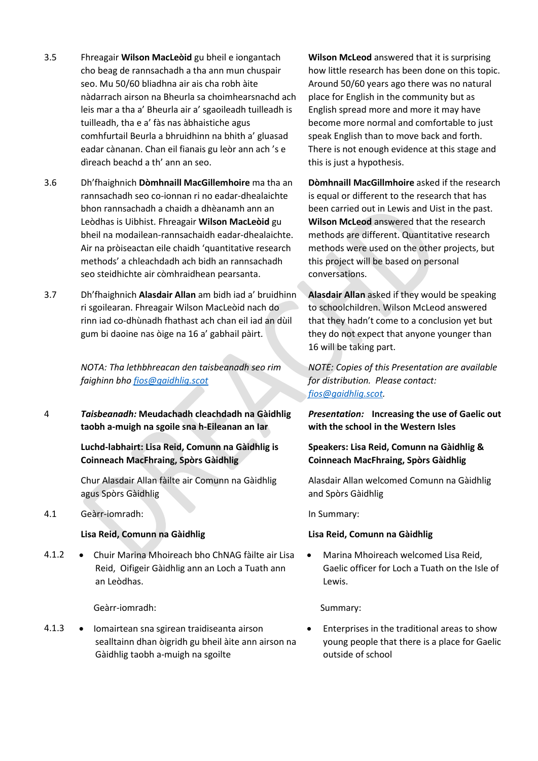3.5 Fhreagair **Wilson MacLeòid** gu bheil e iongantach cho beag de rannsachadh a tha ann mun chuspair seo. Mu 50/60 bliadhna air ais cha robh àite nàdarrach airson na Bheurla sa choimhearsnachd ach leis mar a tha a' Bheurla air a' sgaoileadh tuilleadh is tuilleadh, tha e a' fàs nas àbhaistiche agus comhfurtail Beurla a bhruidhinn na bhith a' gluasad eadar cànanan. Chan eil fianais gu leòr ann ach 's e dìreach beachd a th' ann an seo.

**Wilson McLeod** answered that it is surprising how little research has been done on this topic. Around 50/60 years ago there was no natural place for English in the community but as English spread more and more it may have become more normal and comfortable to just speak English than to move back and forth. There is not enough evidence at this stage and this is just a hypothesis.

3.6 Dh'fhaighnich **Dòmhnaill MacGillemhoire** ma tha an rannsachadh seo co-ionnan ri no eadar-dhealaichte bhon rannsachadh a chaidh a dhèanamh ann an Leòdhas is Uibhist. Fhreagair **Wilson MacLeòid** gu bheil na modailean-rannsachaidh eadar-dhealaichte. Air na pròiseactan eile chaidh 'quantitative research methods' a chleachdadh ach bidh an rannsachadh seo steidhichte air còmhraidhean pearsanta.

**Dòmhnaill MacGillmhoire** asked if the research is equal or different to the research that has been carried out in Lewis and Uist in the past. **Wilson McLeod** answered that the research methods are different. Quantitative research methods were used on the other projects, but this project will be based on personal conversations.

3.7 Dh'fhaighnich **Alasdair Allan** am bidh iad a' bruidhinn ri sgoilearan. Fhreagair Wilson MacLeòid nach do rinn iad co-dhùnadh fhathast ach chan eil iad an dùil gum bi daoine nas òige na 16 a' gabhail pàirt.

**Alasdair Allan** asked if they would be speaking to schoolchildren. Wilson McLeod answered that they hadn't come to a conclusion yet but they do not expect that anyone younger than 16 will be taking part.

*NOTA: Tha lethbhreacan den taisbeanadh seo rim faighinn bho fios@gaidhlig.scot*

*NOTE: Copies of this Presentation are available for distribution. Please contact: fios@gaidhlig.scot.*

4 ***Taisbeanadh:* Meudachadh cleachdadh na Gàidhlig taobh a-muigh na sgoile sna h-Eileanan an Iar**

***Presentation:* Increasing the use of Gaelic out with the school in the Western Isles**

**Luchd-labhairt: Lisa Reid, Comunn na Gàidhlig is Coinneach MacFhraing, Spòrs Gàidhlig**

**Speakers: Lisa Reid, Comunn na Gàidhlig & Coinneach MacFhraing, Spòrs Gàidhlig**

Chur Alasdair Allan fàilte air Comunn na Gàidhlig agus Spòrs Gàidhlig

Alasdair Allan welcomed Comunn na Gàidhlig and Spòrs Gàidhlig

4.1 Geàrr-iomradh:

In Summary:

**Lisa Reid, Comunn na Gàidhlig**

**Lisa Reid, Comunn na Gàidhlig**

4.1.2
- Chuir Marina Mhoireach bho ChNAG fàilte air Lisa Reid, Oifigeir Gàidhlig ann an Loch a Tuath ann an Leòdhas.

- Marina Mhoireach welcomed Lisa Reid, Gaelic officer for Loch a Tuath on the Isle of Lewis.

Geàrr-iomradh:

Summary:

4.1.3
- Iomairtean sna sgirean traidiseanta airson sealltainn dhan òigridh gu bheil àite ann airson na Gàidhlig taobh a-muigh na sgoilte

- Enterprises in the traditional areas to show young people that there is a place for Gaelic outside of school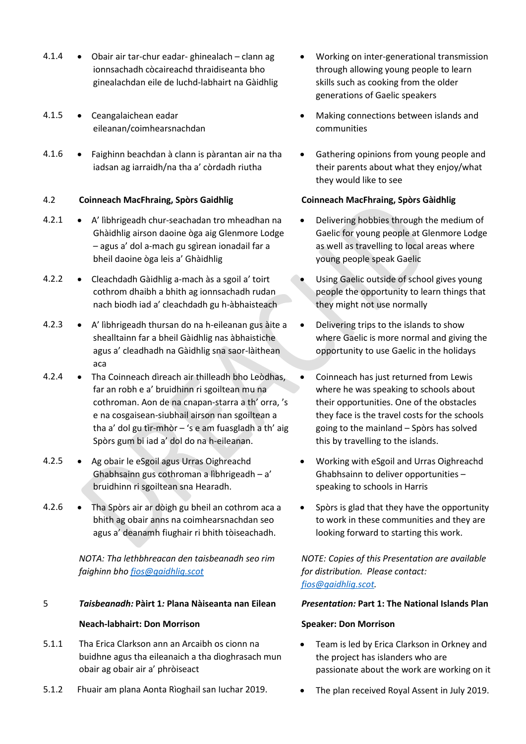| | Gàidhlig | English |
|---|---|---|
| 4.1.4 | • Obair air tar-chur eadar- ghinealach – clann ag ionnsachadh còcaireachd thraidiseanta bho ghinealachdan eile de luchd-labhairt na Gàidhlig | • Working on inter-generational transmission through allowing young people to learn skills such as cooking from the older generations of Gaelic speakers |
| 4.1.5 | • Ceangalaichean eadar eileanan/coimhearsnachdan | • Making connections between islands and communities |
| 4.1.6 | • Faighinn beachdan à clann is pàrantan air na tha iadsan ag iarraidh/na tha a' còrdadh riutha | • Gathering opinions from young people and their parents about what they enjoy/what they would like to see |
| 4.2 | **Coinneach MacFhraing, Spòrs Gaidhlig** | **Coinneach MacFhraing, Spòrs Gàidhlig** |
| 4.2.1 | • A' lìbhrigeadh chur-seachadan tro mheadhan na Ghàidhlig airson daoine òga aig Glenmore Lodge – agus a' dol a-mach gu sgìrean ionadail far a bheil daoine òga leis a' Ghàidhlig | • Delivering hobbies through the medium of Gaelic for young people at Glenmore Lodge as well as travelling to local areas where young people speak Gaelic |
| 4.2.2 | • Cleachdadh Gàidhlig a-mach às a sgoil a' toirt cothrom dhaibh a bhith ag ionnsachadh rudan nach biodh iad a' cleachdadh gu h-àbhaisteach | • Using Gaelic outside of school gives young people the opportunity to learn things that they might not use normally |
| 4.2.3 | • A' lìbhrigeadh thursan do na h-eileanan gus àite a shealltainn far a bheil Gàidhlig nas àbhaistiche agus a' cleadhadh na Gàidhlig sna saor-làithean aca | • Delivering trips to the islands to show where Gaelic is more normal and giving the opportunity to use Gaelic in the holidays |
| 4.2.4 | • Tha Coinneach dìreach air thilleadh bho Leòdhas, far an robh e a' bruidhinn ri sgoiltean mu na cothroman. Aon de na cnapan-starra a th' orra, 's e na cosgaisean-siubhail airson nan sgoiltean a tha a' dol gu tìr-mhòr – 's e am fuasgladh a th' aig Spòrs gum bi iad a' dol do na h-eileanan. | • Coinneach has just returned from Lewis where he was speaking to schools about their opportunities. One of the obstacles they face is the travel costs for the schools going to the mainland – Spòrs has solved this by travelling to the islands. |
| 4.2.5 | • Ag obair le eSgoil agus Urras Oighreachd Ghabhsainn gus cothroman a lìbhrigeadh – a' bruidhinn ri sgoiltean sna Hearadh. | • Working with eSgoil and Urras Oighreachd Ghabhsainn to deliver opportunities – speaking to schools in Harris |
| 4.2.6 | • Tha Spòrs air ar dòigh gu bheil an cothrom aca a bhith ag obair anns na coimhearsnachdan seo agus a' deanamh fiughair ri bhith tòiseachadh. | • Spòrs is glad that they have the opportunity to work in these communities and they are looking forward to starting this work. |
| | *NOTA: Tha lethbhreacan den taisbeanadh seo rim faighinn bho [fios@gaidhlig.scot](mailto:fios@gaidhlig.scot)* | *NOTE: Copies of this Presentation are available for distribution. Please contact: [fios@gaidhlig.scot](mailto:fios@gaidhlig.scot).* |
| 5 | ***Taisbeanadh:* Pàirt 1*:* Plana Nàiseanta nan Eilean** | ***Presentation:* Part 1: The National Islands Plan** |
| | **Neach-labhairt: Don Morrison** | **Speaker: Don Morrison** |
| 5.1.1 | Tha Erica Clarkson ann an Arcaibh os cionn na buidhne agus tha eileanaich a tha dìoghrasach mun obair ag obair air a' phròiseact | • Team is led by Erica Clarkson in Orkney and the project has islanders who are passionate about the work are working on it |
| 5.1.2 | Fhuair am plana Aonta Rìoghail san Iuchar 2019. | • The plan received Royal Assent in July 2019. |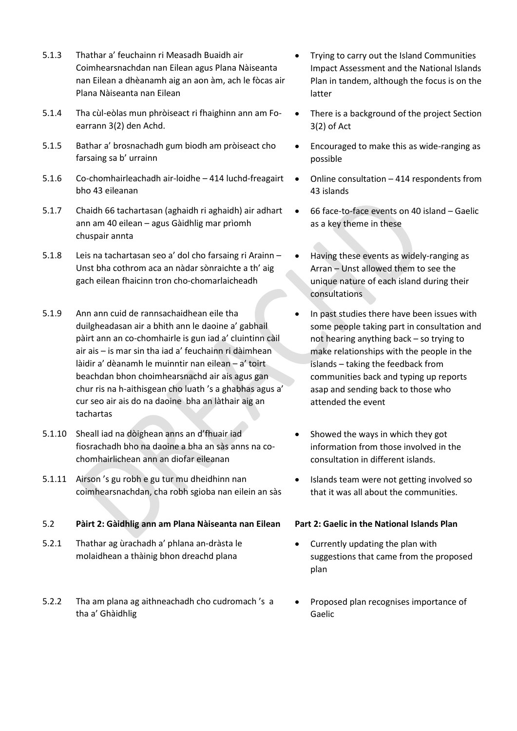| | | |
|---|---|---|
| 5.1.3 | Thathar a' feuchainn ri Measadh Buaidh air Coimhearsnachdan nan Eilean agus Plana Nàiseanta nan Eilean a dhèanamh aig an aon àm, ach le fòcas air Plana Nàiseanta nan Eilean | • Trying to carry out the Island Communities Impact Assessment and the National Islands Plan in tandem, although the focus is on the latter |
| 5.1.4 | Tha cùl-eòlas mun phròiseact ri fhaighinn ann am Fo-earrann 3(2) den Achd. | • There is a background of the project Section 3(2) of Act |
| 5.1.5 | Bathar a' brosnachadh gum biodh am pròiseact cho farsaing sa b' urrainn | • Encouraged to make this as wide-ranging as possible |
| 5.1.6 | Co-chomhairleachadh air-loidhe – 414 luchd-freagairt bho 43 eileanan | • Online consultation – 414 respondents from 43 islands |
| 5.1.7 | Chaidh 66 tachartasan (aghaidh ri aghaidh) air adhart ann am 40 eilean – agus Gàidhlig mar prìomh chuspair annta | • 66 face-to-face events on 40 island – Gaelic as a key theme in these |
| 5.1.8 | Leis na tachartasan seo a' dol cho farsaing ri Arainn – Unst bha cothrom aca an nàdar sònraichte a th' aig gach eilean fhaicinn tron cho-chomarlaicheadh | • Having these events as widely-ranging as Arran – Unst allowed them to see the unique nature of each island during their consultations |
| 5.1.9 | Ann ann cuid de rannsachaidhean eile tha duilgheadasan air a bhith ann le daoine a' gabhail pàirt ann an co-chomhairle is gun iad a' cluintinn càil air ais – is mar sin tha iad a' feuchainn ri dàimhean làidir a' dèanamh le muinntir nan eilean – a' toirt beachdan bhon choimhearsnachd air ais agus gan chur ris na h-aithisgean cho luath 's a ghabhas agus a' cur seo air ais do na daoine bha an làthair aig an tachartas | • In past studies there have been issues with some people taking part in consultation and not hearing anything back – so trying to make relationships with the people in the islands – taking the feedback from communities back and typing up reports asap and sending back to those who attended the event |
| 5.1.10 | Sheall iad na dòighean anns an d'fhuair iad fiosrachadh bho na daoine a bha an sàs anns na co-chomhairlichean ann an diofar eileanan | • Showed the ways in which they got information from those involved in the consultation in different islands. |
| 5.1.11 | Airson 's gu robh e gu tur mu dheidhinn nan coimhearsnachdan, cha robh sgioba nan eilein an sàs | • Islands team were not getting involved so that it was all about the communities. |
| 5.2 | **Pàirt 2: Gàidhlig ann am Plana Nàiseanta nan Eilean** | **Part 2: Gaelic in the National Islands Plan** |
| 5.2.1 | Thathar ag ùrachadh a' phlana an-dràsta le molaidhean a thàinig bhon dreachd plana | • Currently updating the plan with suggestions that came from the proposed plan |
| 5.2.2 | Tha am plana ag aithneachadh cho cudromach 's a tha a' Ghàidhlig | • Proposed plan recognises importance of Gaelic |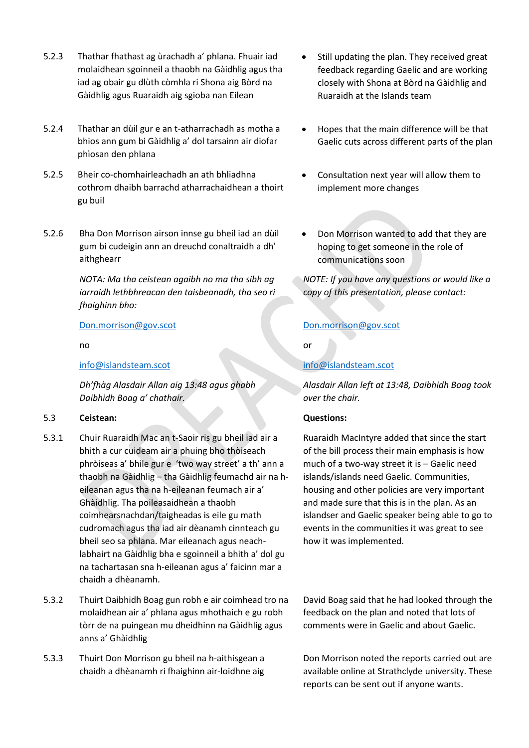5.2.3 Thathar fhathast ag ùrachadh a' phlana. Fhuair iad molaidhean sgoinneil a thaobh na Gàidhlig agus tha iad ag obair gu dlùth còmhla ri Shona aig Bòrd na Gàidhlig agus Ruaraidh aig sgioba nan Eilean

- Still updating the plan. They received great feedback regarding Gaelic and are working closely with Shona at Bòrd na Gàidhlig and Ruaraidh at the Islands team

5.2.4 Thathar an dùil gur e an t-atharrachadh as motha a bhios ann gum bi Gàidhlig a' dol tarsainn air diofar phìosan den phlana

- Hopes that the main difference will be that Gaelic cuts across different parts of the plan

5.2.5 Bheir co-chomhairleachadh an ath bhliadhna cothrom dhaibh barrachd atharrachaidhean a thoirt gu buil

- Consultation next year will allow them to implement more changes

5.2.6 Bha Don Morrison airson innse gu bheil iad an dùil gum bi cudeigin ann an dreuchd conaltraidh a dh' aithghearr

- Don Morrison wanted to add that they are hoping to get someone in the role of communications soon

*NOTA: Ma tha ceistean agaibh no ma tha sibh ag iarraidh lethbhreacan den taisbeanadh, tha seo ri fhaighinn bho:*

*NOTE: If you have any questions or would like a copy of this presentation, please contact:*

Don.morrison@gov.scot

no / or

info@islandsteam.scot

*Dh'fhàg Alasdair Allan aig 13:48 agus ghabh Daibhidh Boag a' chathair.*

*Alasdair Allan left at 13:48, Daibhidh Boag took over the chair.*

## 5.3 Ceistean: / Questions:

5.3.1 Chuir Ruaraidh Mac an t-Saoir ris gu bheil iad air a bhith a cur cuideam air a phuing bho thòiseach phròiseas a' bhile gur e 'two way street' a th' ann a thaobh na Gàidhlig – tha Gàidhlig feumachd air na h-eileanan agus tha na h-eileanan feumach air a' Ghàidhlig. Tha poileasaidhean a thaobh coimhearsnachdan/taigheadas is eile gu math cudromach agus tha iad air dèanamh cinnteach gu bheil seo sa phlana. Mar eileanach agus neach-labhairt na Gàidhlig bha e sgoinneil a bhith a' dol gu na tachartasan sna h-eileanan agus a' faicinn mar a chaidh a dhèanamh.

Ruaraidh MacIntyre added that since the start of the bill process their main emphasis is how much of a two-way street it is – Gaelic need islands/islands need Gaelic. Communities, housing and other policies are very important and made sure that this is in the plan. As an islandser and Gaelic speaker being able to go to events in the communities it was great to see how it was implemented.

5.3.2 Thuirt Daibhidh Boag gun robh e air coimhead tro na molaidhean air a' phlana agus mhothaich e gu robh tòrr de na puingean mu dheidhinn na Gàidhlig agus anns a' Ghàidhlig

David Boag said that he had looked through the feedback on the plan and noted that lots of comments were in Gaelic and about Gaelic.

5.3.3 Thuirt Don Morrison gu bheil na h-aithisgean a chaidh a dhèanamh ri fhaighinn air-loidhne aig

Don Morrison noted the reports carried out are available online at Strathclyde university. These reports can be sent out if anyone wants.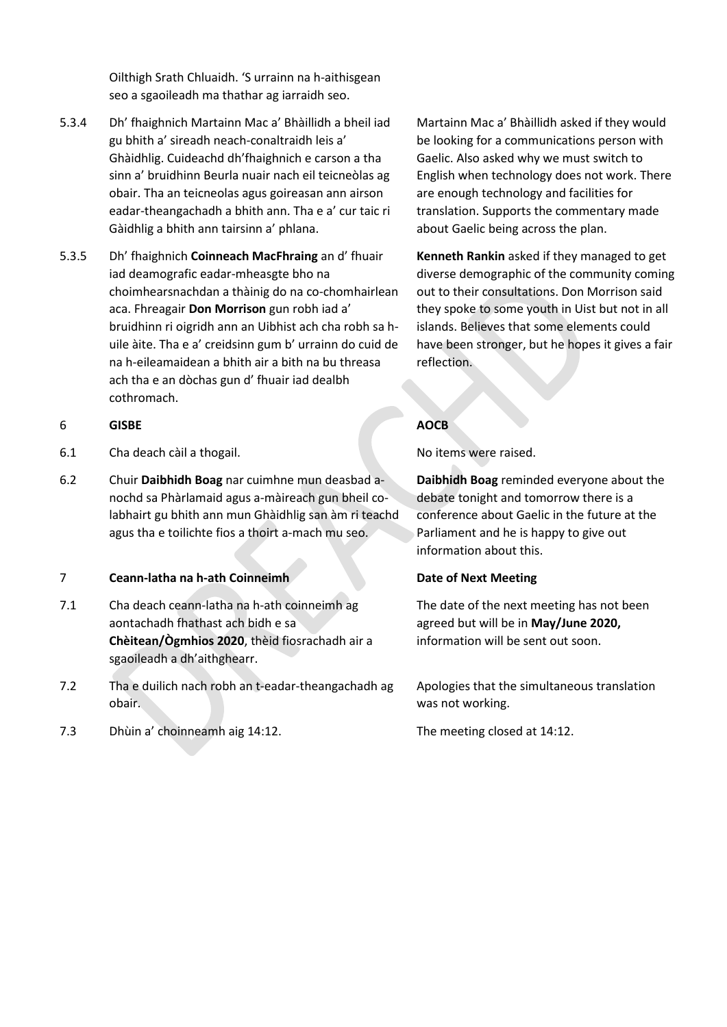Oilthigh Srath Chluaidh. 'S urrainn na h-aithisgean seo a sgaoileadh ma thathar ag iarraidh seo.

| | | |
|---|---|---|
| 5.3.4 | Dh' fhaighnich Martainn Mac a' Bhàillidh a bheil iad gu bhith a' sireadh neach-conaltraidh leis a' Ghàidhlig. Cuideachd dh'fhaighnich e carson a tha sinn a' bruidhinn Beurla nuair nach eil teicneòlas ag obair. Tha an teicneolas agus goireasan ann airson eadar-theangachadh a bhith ann. Tha e a' cur taic ri Gàidhlig a bhith ann tairsinn a' phlana. | Martainn Mac a' Bhàillidh asked if they would be looking for a communications person with Gaelic. Also asked why we must switch to English when technology does not work. There are enough technology and facilities for translation. Supports the commentary made about Gaelic being across the plan. |
| 5.3.5 | Dh' fhaighnich **Coinneach MacFhraing** an d' fhuair iad deamografic eadar-mheasgte bho na choimhearsnachdan a thàinig do na co-chomhairlean aca. Fhreagair **Don Morrison** gun robh iad a' bruidhinn ri oigridh ann an Uibhist ach cha robh sa h-uile àite. Tha e a' creidsinn gum b' urrainn do cuid de na h-eileamaidean a bhith air a bith na bu threasa ach tha e an dòchas gun d' fhuair iad dealbh cothromach. | **Kenneth Rankin** asked if they managed to get diverse demographic of the community coming out to their consultations. Don Morrison said they spoke to some youth in Uist but not in all islands. Believes that some elements could have been stronger, but he hopes it gives a fair reflection. |
| 6 | **GISBE** | **AOCB** |
| 6.1 | Cha deach càil a thogail. | No items were raised. |
| 6.2 | Chuir **Daibhidh Boag** nar cuimhne mun deasbad a-nochd sa Phàrlamaid agus a-màireach gun bheil co-labhairt gu bhith ann mun Ghàidhlig san àm ri teachd agus tha e toilichte fios a thoirt a-mach mu seo. | **Daibhidh Boag** reminded everyone about the debate tonight and tomorrow there is a conference about Gaelic in the future at the Parliament and he is happy to give out information about this. |
| 7 | **Ceann-latha na h-ath Coinneimh** | **Date of Next Meeting** |
| 7.1 | Cha deach ceann-latha na h-ath coinneimh ag aontachadh fhathast ach bidh e sa **Chèitean/Ògmhios 2020**, thèid fiosrachadh air a sgaoileadh a dh'aithghearr. | The date of the next meeting has not been agreed but will be in **May/June 2020,** information will be sent out soon. |
| 7.2 | Tha e duilich nach robh an t-eadar-theangachadh ag obair. | Apologies that the simultaneous translation was not working. |
| 7.3 | Dhùin a' choinneamh aig 14:12. | The meeting closed at 14:12. |